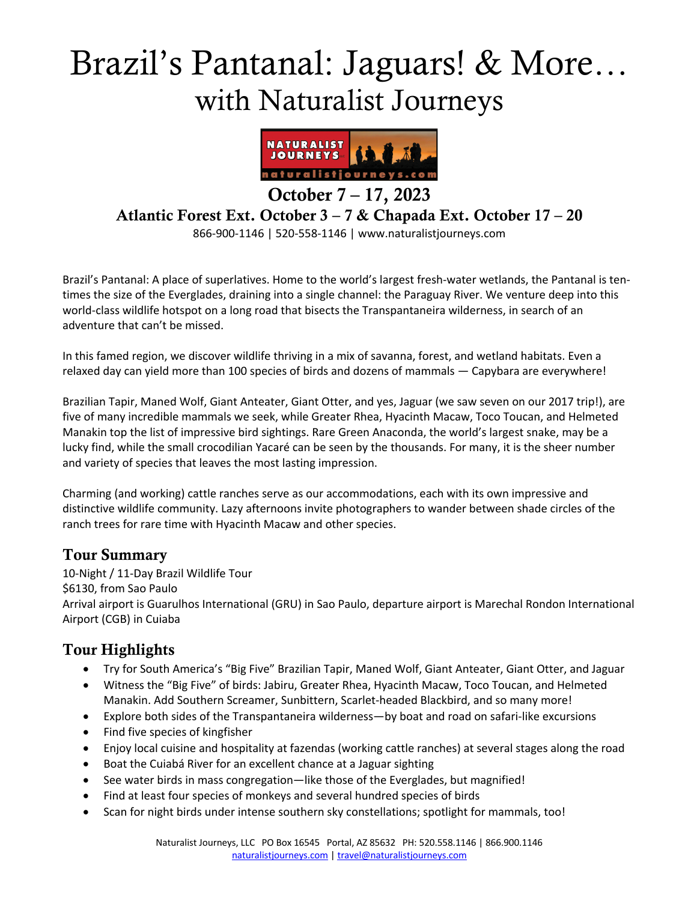# Brazil's Pantanal: Jaguars! & More…

## with Naturalist Journeys

### October 7 – 17, 2023

### Atlantic Forest Ext. October 3 – 7 & Chapada Ext. October 17 – 20

866-900-1146 | 520-558-1146 | www.naturalistjourneys.com

Brazil's Pantanal: A place of superlatives. Home to the world's largest fresh-water wetlands, the Pantanal is ten-times the size of the Everglades, draining into a single channel: the Paraguay River. We venture deep into this world-class wildlife hotspot on a long road that bisects the Transpantaneira wilderness, in search of an adventure that can't be missed.

In this famed region, we discover wildlife thriving in a mix of savanna, forest, and wetland habitats. Even a relaxed day can yield more than 100 species of birds and dozens of mammals — Capybara are everywhere!

Brazilian Tapir, Maned Wolf, Giant Anteater, Giant Otter, and yes, Jaguar (we saw seven on our 2017 trip!), are five of many incredible mammals we seek, while Greater Rhea, Hyacinth Macaw, Toco Toucan, and Helmeted Manakin top the list of impressive bird sightings. Rare Green Anaconda, the world's largest snake, may be a lucky find, while the small crocodilian Yacaré can be seen by the thousands. For many, it is the sheer number and variety of species that leaves the most lasting impression.

Charming (and working) cattle ranches serve as our accommodations, each with its own impressive and distinctive wildlife community. Lazy afternoons invite photographers to wander between shade circles of the ranch trees for rare time with Hyacinth Macaw and other species.

## Tour Summary

10-Night / 11-Day Brazil Wildlife Tour
$6130, from Sao Paulo
Arrival airport is Guarulhos International (GRU) in Sao Paulo, departure airport is Marechal Rondon International Airport (CGB) in Cuiaba

## Tour Highlights

- Try for South America's "Big Five" Brazilian Tapir, Maned Wolf, Giant Anteater, Giant Otter, and Jaguar
- Witness the "Big Five" of birds: Jabiru, Greater Rhea, Hyacinth Macaw, Toco Toucan, and Helmeted Manakin. Add Southern Screamer, Sunbittern, Scarlet-headed Blackbird, and so many more!
- Explore both sides of the Transpantaneira wilderness—by boat and road on safari-like excursions
- Find five species of kingfisher
- Enjoy local cuisine and hospitality at fazendas (working cattle ranches) at several stages along the road
- Boat the Cuiabá River for an excellent chance at a Jaguar sighting
- See water birds in mass congregation—like those of the Everglades, but magnified!
- Find at least four species of monkeys and several hundred species of birds
- Scan for night birds under intense southern sky constellations; spotlight for mammals, too!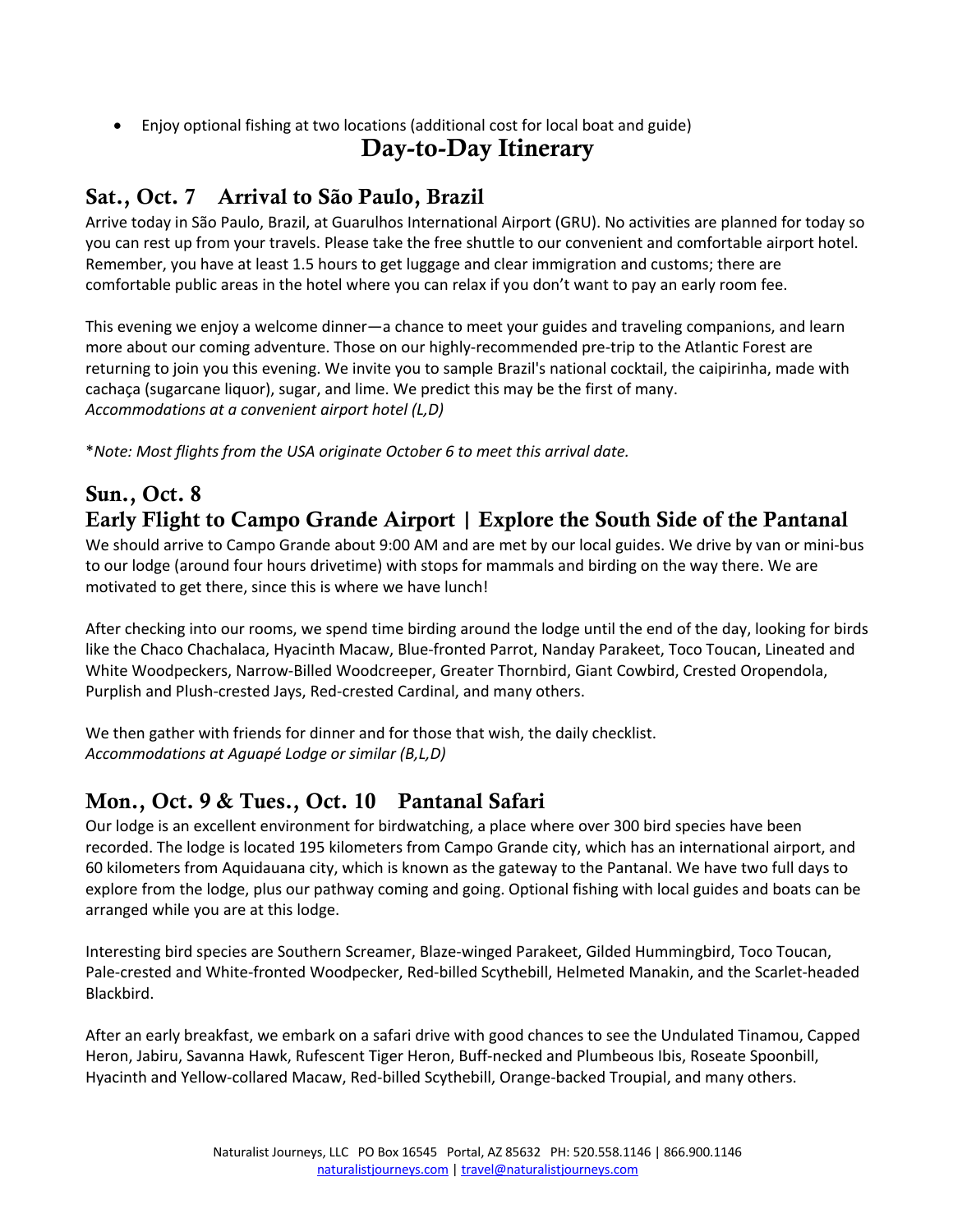- Enjoy optional fishing at two locations (additional cost for local boat and guide)

# Day-to-Day Itinerary

## Sat., Oct. 7 Arrival to São Paulo, Brazil

Arrive today in São Paulo, Brazil, at Guarulhos International Airport (GRU). No activities are planned for today so you can rest up from your travels. Please take the free shuttle to our convenient and comfortable airport hotel. Remember, you have at least 1.5 hours to get luggage and clear immigration and customs; there are comfortable public areas in the hotel where you can relax if you don't want to pay an early room fee.

This evening we enjoy a welcome dinner—a chance to meet your guides and traveling companions, and learn more about our coming adventure. Those on our highly-recommended pre-trip to the Atlantic Forest are returning to join you this evening. We invite you to sample Brazil's national cocktail, the caipirinha, made with cachaça (sugarcane liquor), sugar, and lime. We predict this may be the first of many.
*Accommodations at a convenient airport hotel (L,D)*

**Note: Most flights from the USA originate October 6 to meet this arrival date.*

## Sun., Oct. 8
## Early Flight to Campo Grande Airport | Explore the South Side of the Pantanal

We should arrive to Campo Grande about 9:00 AM and are met by our local guides. We drive by van or mini-bus to our lodge (around four hours drivetime) with stops for mammals and birding on the way there. We are motivated to get there, since this is where we have lunch!

After checking into our rooms, we spend time birding around the lodge until the end of the day, looking for birds like the Chaco Chachalaca, Hyacinth Macaw, Blue-fronted Parrot, Nanday Parakeet, Toco Toucan, Lineated and White Woodpeckers, Narrow-Billed Woodcreeper, Greater Thornbird, Giant Cowbird, Crested Oropendola, Purplish and Plush-crested Jays, Red-crested Cardinal, and many others.

We then gather with friends for dinner and for those that wish, the daily checklist.
*Accommodations at Aguapé Lodge or similar (B,L,D)*

## Mon., Oct. 9 & Tues., Oct. 10 Pantanal Safari

Our lodge is an excellent environment for birdwatching, a place where over 300 bird species have been recorded. The lodge is located 195 kilometers from Campo Grande city, which has an international airport, and 60 kilometers from Aquidauana city, which is known as the gateway to the Pantanal. We have two full days to explore from the lodge, plus our pathway coming and going. Optional fishing with local guides and boats can be arranged while you are at this lodge.

Interesting bird species are Southern Screamer, Blaze-winged Parakeet, Gilded Hummingbird, Toco Toucan, Pale-crested and White-fronted Woodpecker, Red-billed Scythebill, Helmeted Manakin, and the Scarlet-headed Blackbird.

After an early breakfast, we embark on a safari drive with good chances to see the Undulated Tinamou, Capped Heron, Jabiru, Savanna Hawk, Rufescent Tiger Heron, Buff-necked and Plumbeous Ibis, Roseate Spoonbill, Hyacinth and Yellow-collared Macaw, Red-billed Scythebill, Orange-backed Troupial, and many others.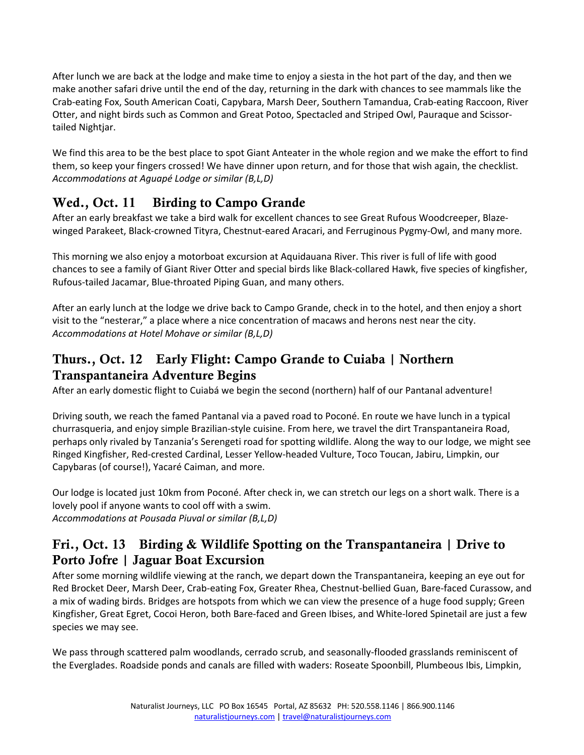After lunch we are back at the lodge and make time to enjoy a siesta in the hot part of the day, and then we make another safari drive until the end of the day, returning in the dark with chances to see mammals like the Crab-eating Fox, South American Coati, Capybara, Marsh Deer, Southern Tamandua, Crab-eating Raccoon, River Otter, and night birds such as Common and Great Potoo, Spectacled and Striped Owl, Pauraque and Scissor-tailed Nightjar.

We find this area to be the best place to spot Giant Anteater in the whole region and we make the effort to find them, so keep your fingers crossed! We have dinner upon return, and for those that wish again, the checklist.
*Accommodations at Aguapé Lodge or similar (B,L,D)*

## Wed., Oct. 11 Birding to Campo Grande

After an early breakfast we take a bird walk for excellent chances to see Great Rufous Woodcreeper, Blaze-winged Parakeet, Black-crowned Tityra, Chestnut-eared Aracari, and Ferruginous Pygmy-Owl, and many more.

This morning we also enjoy a motorboat excursion at Aquidauana River. This river is full of life with good chances to see a family of Giant River Otter and special birds like Black-collared Hawk, five species of kingfisher, Rufous-tailed Jacamar, Blue-throated Piping Guan, and many others.

After an early lunch at the lodge we drive back to Campo Grande, check in to the hotel, and then enjoy a short visit to the "nesterar," a place where a nice concentration of macaws and herons nest near the city.
*Accommodations at Hotel Mohave or similar (B,L,D)*

## Thurs., Oct. 12 Early Flight: Campo Grande to Cuiaba | Northern Transpantaneira Adventure Begins

After an early domestic flight to Cuiabá we begin the second (northern) half of our Pantanal adventure!

Driving south, we reach the famed Pantanal via a paved road to Poconé. En route we have lunch in a typical churrasqueria, and enjoy simple Brazilian-style cuisine. From here, we travel the dirt Transpantaneira Road, perhaps only rivaled by Tanzania's Serengeti road for spotting wildlife. Along the way to our lodge, we might see Ringed Kingfisher, Red-crested Cardinal, Lesser Yellow-headed Vulture, Toco Toucan, Jabiru, Limpkin, our Capybaras (of course!), Yacaré Caiman, and more.

Our lodge is located just 10km from Poconé. After check in, we can stretch our legs on a short walk. There is a lovely pool if anyone wants to cool off with a swim.
*Accommodations at Pousada Piuval or similar (B,L,D)*

## Fri., Oct. 13 Birding & Wildlife Spotting on the Transpantaneira | Drive to Porto Jofre | Jaguar Boat Excursion

After some morning wildlife viewing at the ranch, we depart down the Transpantaneira, keeping an eye out for Red Brocket Deer, Marsh Deer, Crab-eating Fox, Greater Rhea, Chestnut-bellied Guan, Bare-faced Curassow, and a mix of wading birds. Bridges are hotspots from which we can view the presence of a huge food supply; Green Kingfisher, Great Egret, Cocoi Heron, both Bare-faced and Green Ibises, and White-lored Spinetail are just a few species we may see.

We pass through scattered palm woodlands, cerrado scrub, and seasonally-flooded grasslands reminiscent of the Everglades. Roadside ponds and canals are filled with waders: Roseate Spoonbill, Plumbeous Ibis, Limpkin,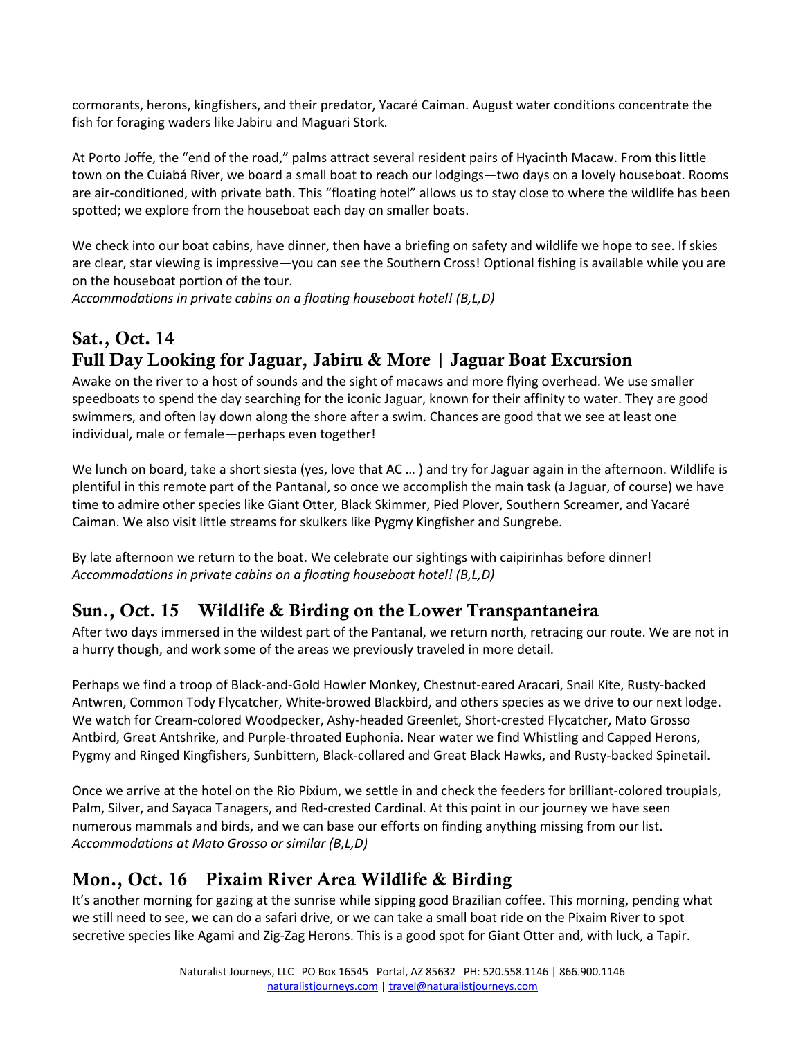cormorants, herons, kingfishers, and their predator, Yacaré Caiman. August water conditions concentrate the fish for foraging waders like Jabiru and Maguari Stork.

At Porto Joffe, the "end of the road," palms attract several resident pairs of Hyacinth Macaw. From this little town on the Cuiabá River, we board a small boat to reach our lodgings—two days on a lovely houseboat. Rooms are air-conditioned, with private bath. This "floating hotel" allows us to stay close to where the wildlife has been spotted; we explore from the houseboat each day on smaller boats.

We check into our boat cabins, have dinner, then have a briefing on safety and wildlife we hope to see. If skies are clear, star viewing is impressive—you can see the Southern Cross! Optional fishing is available while you are on the houseboat portion of the tour.
*Accommodations in private cabins on a floating houseboat hotel! (B,L,D)*

## Sat., Oct. 14
## Full Day Looking for Jaguar, Jabiru & More | Jaguar Boat Excursion

Awake on the river to a host of sounds and the sight of macaws and more flying overhead. We use smaller speedboats to spend the day searching for the iconic Jaguar, known for their affinity to water. They are good swimmers, and often lay down along the shore after a swim. Chances are good that we see at least one individual, male or female—perhaps even together!

We lunch on board, take a short siesta (yes, love that AC … ) and try for Jaguar again in the afternoon. Wildlife is plentiful in this remote part of the Pantanal, so once we accomplish the main task (a Jaguar, of course) we have time to admire other species like Giant Otter, Black Skimmer, Pied Plover, Southern Screamer, and Yacaré Caiman. We also visit little streams for skulkers like Pygmy Kingfisher and Sungrebe.

By late afternoon we return to the boat. We celebrate our sightings with caipirinhas before dinner!
*Accommodations in private cabins on a floating houseboat hotel! (B,L,D)*

## Sun., Oct. 15 Wildlife & Birding on the Lower Transpantaneira

After two days immersed in the wildest part of the Pantanal, we return north, retracing our route. We are not in a hurry though, and work some of the areas we previously traveled in more detail.

Perhaps we find a troop of Black-and-Gold Howler Monkey, Chestnut-eared Aracari, Snail Kite, Rusty-backed Antwren, Common Tody Flycatcher, White-browed Blackbird, and others species as we drive to our next lodge. We watch for Cream-colored Woodpecker, Ashy-headed Greenlet, Short-crested Flycatcher, Mato Grosso Antbird, Great Antshrike, and Purple-throated Euphonia. Near water we find Whistling and Capped Herons, Pygmy and Ringed Kingfishers, Sunbittern, Black-collared and Great Black Hawks, and Rusty-backed Spinetail.

Once we arrive at the hotel on the Rio Pixium, we settle in and check the feeders for brilliant-colored troupials, Palm, Silver, and Sayaca Tanagers, and Red-crested Cardinal. At this point in our journey we have seen numerous mammals and birds, and we can base our efforts on finding anything missing from our list.
*Accommodations at Mato Grosso or similar (B,L,D)*

## Mon., Oct. 16 Pixaim River Area Wildlife & Birding

It's another morning for gazing at the sunrise while sipping good Brazilian coffee. This morning, pending what we still need to see, we can do a safari drive, or we can take a small boat ride on the Pixaim River to spot secretive species like Agami and Zig-Zag Herons. This is a good spot for Giant Otter and, with luck, a Tapir.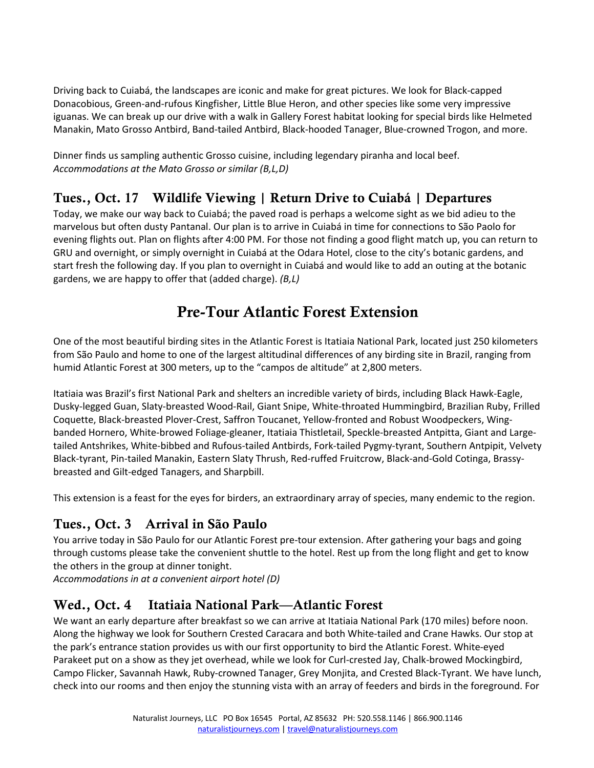Driving back to Cuiabá, the landscapes are iconic and make for great pictures. We look for Black-capped Donacobious, Green-and-rufous Kingfisher, Little Blue Heron, and other species like some very impressive iguanas. We can break up our drive with a walk in Gallery Forest habitat looking for special birds like Helmeted Manakin, Mato Grosso Antbird, Band-tailed Antbird, Black-hooded Tanager, Blue-crowned Trogon, and more.

Dinner finds us sampling authentic Grosso cuisine, including legendary piranha and local beef.
*Accommodations at the Mato Grosso or similar (B,L,D)*

## Tues., Oct. 17 Wildlife Viewing | Return Drive to Cuiabá | Departures

Today, we make our way back to Cuiabá; the paved road is perhaps a welcome sight as we bid adieu to the marvelous but often dusty Pantanal. Our plan is to arrive in Cuiabá in time for connections to São Paolo for evening flights out. Plan on flights after 4:00 PM. For those not finding a good flight match up, you can return to GRU and overnight, or simply overnight in Cuiabá at the Odara Hotel, close to the city's botanic gardens, and start fresh the following day. If you plan to overnight in Cuiabá and would like to add an outing at the botanic gardens, we are happy to offer that (added charge). *(B,L)*

# Pre-Tour Atlantic Forest Extension

One of the most beautiful birding sites in the Atlantic Forest is Itatiaia National Park, located just 250 kilometers from São Paulo and home to one of the largest altitudinal differences of any birding site in Brazil, ranging from humid Atlantic Forest at 300 meters, up to the "campos de altitude" at 2,800 meters.

Itatiaia was Brazil's first National Park and shelters an incredible variety of birds, including Black Hawk-Eagle, Dusky-legged Guan, Slaty-breasted Wood-Rail, Giant Snipe, White-throated Hummingbird, Brazilian Ruby, Frilled Coquette, Black-breasted Plover-Crest, Saffron Toucanet, Yellow-fronted and Robust Woodpeckers, Wing-banded Hornero, White-browed Foliage-gleaner, Itatiaia Thistletail, Speckle-breasted Antpitta, Giant and Large-tailed Antshrikes, White-bibbed and Rufous-tailed Antbirds, Fork-tailed Pygmy-tyrant, Southern Antpipit, Velvety Black-tyrant, Pin-tailed Manakin, Eastern Slaty Thrush, Red-ruffed Fruitcrow, Black-and-Gold Cotinga, Brassy-breasted and Gilt-edged Tanagers, and Sharpbill.

This extension is a feast for the eyes for birders, an extraordinary array of species, many endemic to the region.

## Tues., Oct. 3 Arrival in São Paulo

You arrive today in São Paulo for our Atlantic Forest pre-tour extension. After gathering your bags and going through customs please take the convenient shuttle to the hotel. Rest up from the long flight and get to know the others in the group at dinner tonight.
*Accommodations in at a convenient airport hotel (D)*

## Wed., Oct. 4 Itatiaia National Park—Atlantic Forest

We want an early departure after breakfast so we can arrive at Itatiaia National Park (170 miles) before noon. Along the highway we look for Southern Crested Caracara and both White-tailed and Crane Hawks. Our stop at the park's entrance station provides us with our first opportunity to bird the Atlantic Forest. White-eyed Parakeet put on a show as they jet overhead, while we look for Curl-crested Jay, Chalk-browed Mockingbird, Campo Flicker, Savannah Hawk, Ruby-crowned Tanager, Grey Monjita, and Crested Black-Tyrant. We have lunch, check into our rooms and then enjoy the stunning vista with an array of feeders and birds in the foreground. For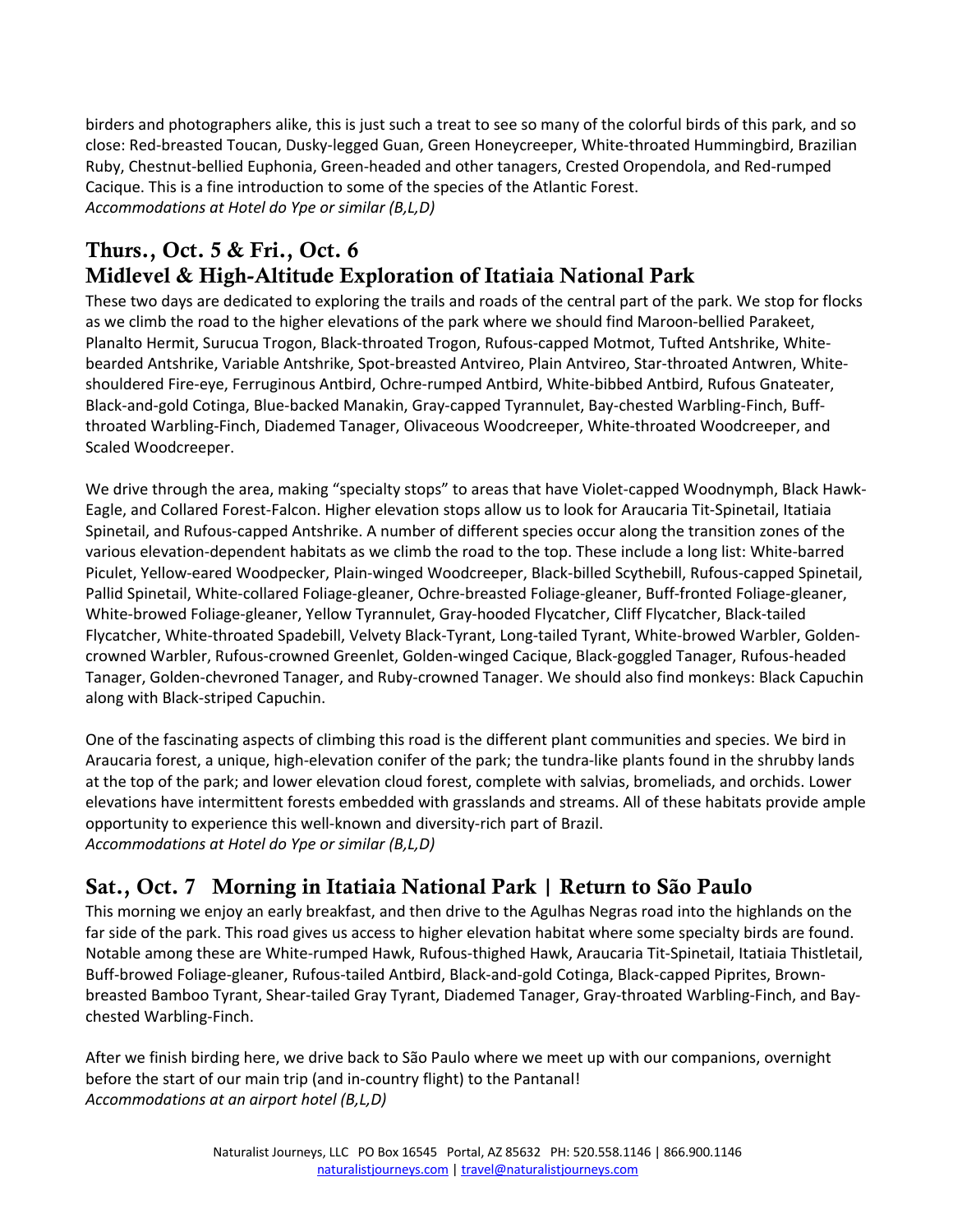birders and photographers alike, this is just such a treat to see so many of the colorful birds of this park, and so close: Red-breasted Toucan, Dusky-legged Guan, Green Honeycreeper, White-throated Hummingbird, Brazilian Ruby, Chestnut-bellied Euphonia, Green-headed and other tanagers, Crested Oropendola, and Red-rumped Cacique. This is a fine introduction to some of the species of the Atlantic Forest.
*Accommodations at Hotel do Ype or similar (B,L,D)*

## Thurs., Oct. 5 & Fri., Oct. 6
## Midlevel & High-Altitude Exploration of Itatiaia National Park

These two days are dedicated to exploring the trails and roads of the central part of the park. We stop for flocks as we climb the road to the higher elevations of the park where we should find Maroon-bellied Parakeet, Planalto Hermit, Surucua Trogon, Black-throated Trogon, Rufous-capped Motmot, Tufted Antshrike, White-bearded Antshrike, Variable Antshrike, Spot-breasted Antvireo, Plain Antvireo, Star-throated Antwren, White-shouldered Fire-eye, Ferruginous Antbird, Ochre-rumped Antbird, White-bibbed Antbird, Rufous Gnateater, Black-and-gold Cotinga, Blue-backed Manakin, Gray-capped Tyrannulet, Bay-chested Warbling-Finch, Buff-throated Warbling-Finch, Diademed Tanager, Olivaceous Woodcreeper, White-throated Woodcreeper, and Scaled Woodcreeper.

We drive through the area, making "specialty stops" to areas that have Violet-capped Woodnymph, Black Hawk-Eagle, and Collared Forest-Falcon. Higher elevation stops allow us to look for Araucaria Tit-Spinetail, Itatiaia Spinetail, and Rufous-capped Antshrike. A number of different species occur along the transition zones of the various elevation-dependent habitats as we climb the road to the top. These include a long list: White-barred Piculet, Yellow-eared Woodpecker, Plain-winged Woodcreeper, Black-billed Scythebill, Rufous-capped Spinetail, Pallid Spinetail, White-collared Foliage-gleaner, Ochre-breasted Foliage-gleaner, Buff-fronted Foliage-gleaner, White-browed Foliage-gleaner, Yellow Tyrannulet, Gray-hooded Flycatcher, Cliff Flycatcher, Black-tailed Flycatcher, White-throated Spadebill, Velvety Black-Tyrant, Long-tailed Tyrant, White-browed Warbler, Golden-crowned Warbler, Rufous-crowned Greenlet, Golden-winged Cacique, Black-goggled Tanager, Rufous-headed Tanager, Golden-chevroned Tanager, and Ruby-crowned Tanager. We should also find monkeys: Black Capuchin along with Black-striped Capuchin.

One of the fascinating aspects of climbing this road is the different plant communities and species. We bird in Araucaria forest, a unique, high-elevation conifer of the park; the tundra-like plants found in the shrubby lands at the top of the park; and lower elevation cloud forest, complete with salvias, bromeliads, and orchids. Lower elevations have intermittent forests embedded with grasslands and streams. All of these habitats provide ample opportunity to experience this well-known and diversity-rich part of Brazil.
*Accommodations at Hotel do Ype or similar (B,L,D)*

## Sat., Oct. 7 Morning in Itatiaia National Park | Return to São Paulo

This morning we enjoy an early breakfast, and then drive to the Agulhas Negras road into the highlands on the far side of the park. This road gives us access to higher elevation habitat where some specialty birds are found. Notable among these are White-rumped Hawk, Rufous-thighed Hawk, Araucaria Tit-Spinetail, Itatiaia Thistletail, Buff-browed Foliage-gleaner, Rufous-tailed Antbird, Black-and-gold Cotinga, Black-capped Piprites, Brown-breasted Bamboo Tyrant, Shear-tailed Gray Tyrant, Diademed Tanager, Gray-throated Warbling-Finch, and Bay-chested Warbling-Finch.

After we finish birding here, we drive back to São Paulo where we meet up with our companions, overnight before the start of our main trip (and in-country flight) to the Pantanal!
*Accommodations at an airport hotel (B,L,D)*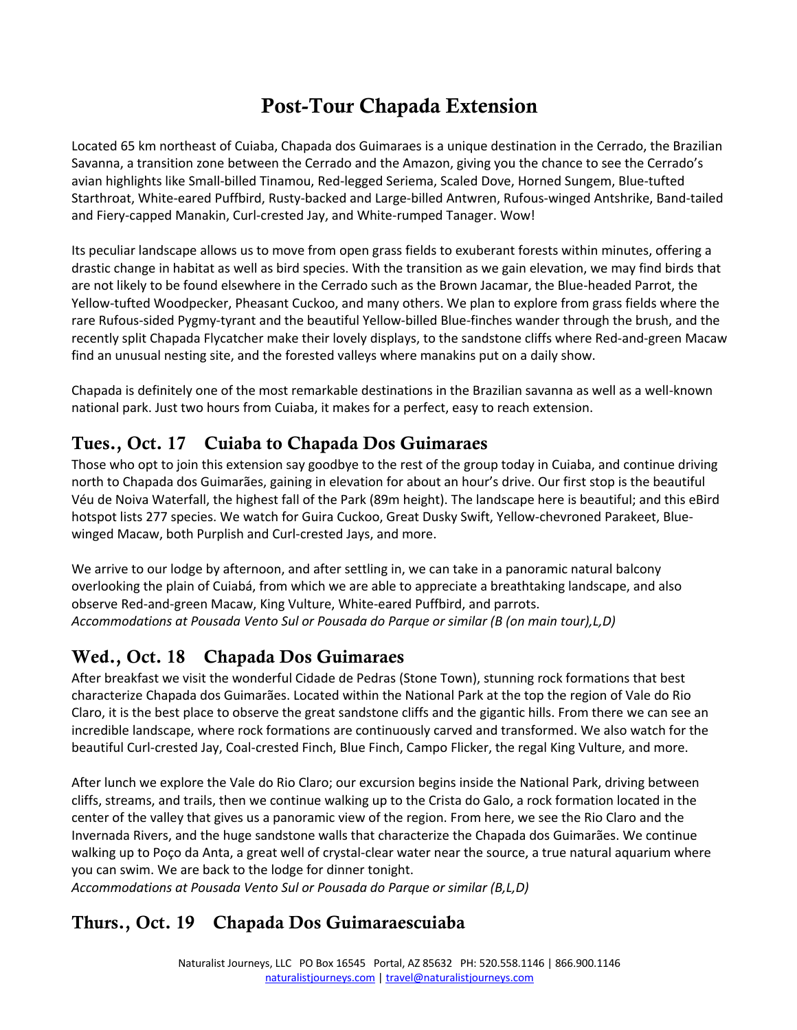# Post-Tour Chapada Extension

Located 65 km northeast of Cuiaba, Chapada dos Guimaraes is a unique destination in the Cerrado, the Brazilian Savanna, a transition zone between the Cerrado and the Amazon, giving you the chance to see the Cerrado's avian highlights like Small-billed Tinamou, Red-legged Seriema, Scaled Dove, Horned Sungem, Blue-tufted Starthroat, White-eared Puffbird, Rusty-backed and Large-billed Antwren, Rufous-winged Antshrike, Band-tailed and Fiery-capped Manakin, Curl-crested Jay, and White-rumped Tanager. Wow!

Its peculiar landscape allows us to move from open grass fields to exuberant forests within minutes, offering a drastic change in habitat as well as bird species. With the transition as we gain elevation, we may find birds that are not likely to be found elsewhere in the Cerrado such as the Brown Jacamar, the Blue-headed Parrot, the Yellow-tufted Woodpecker, Pheasant Cuckoo, and many others. We plan to explore from grass fields where the rare Rufous-sided Pygmy-tyrant and the beautiful Yellow-billed Blue-finches wander through the brush, and the recently split Chapada Flycatcher make their lovely displays, to the sandstone cliffs where Red-and-green Macaw find an unusual nesting site, and the forested valleys where manakins put on a daily show.

Chapada is definitely one of the most remarkable destinations in the Brazilian savanna as well as a well-known national park. Just two hours from Cuiaba, it makes for a perfect, easy to reach extension.

## Tues., Oct. 17 Cuiaba to Chapada Dos Guimaraes

Those who opt to join this extension say goodbye to the rest of the group today in Cuiaba, and continue driving north to Chapada dos Guimarães, gaining in elevation for about an hour's drive. Our first stop is the beautiful Véu de Noiva Waterfall, the highest fall of the Park (89m height). The landscape here is beautiful; and this eBird hotspot lists 277 species. We watch for Guira Cuckoo, Great Dusky Swift, Yellow-chevroned Parakeet, Blue-winged Macaw, both Purplish and Curl-crested Jays, and more.

We arrive to our lodge by afternoon, and after settling in, we can take in a panoramic natural balcony overlooking the plain of Cuiabá, from which we are able to appreciate a breathtaking landscape, and also observe Red-and-green Macaw, King Vulture, White-eared Puffbird, and parrots.
*Accommodations at Pousada Vento Sul or Pousada do Parque or similar (B (on main tour),L,D)*

## Wed., Oct. 18 Chapada Dos Guimaraes

After breakfast we visit the wonderful Cidade de Pedras (Stone Town), stunning rock formations that best characterize Chapada dos Guimarães. Located within the National Park at the top the region of Vale do Rio Claro, it is the best place to observe the great sandstone cliffs and the gigantic hills. From there we can see an incredible landscape, where rock formations are continuously carved and transformed. We also watch for the beautiful Curl-crested Jay, Coal-crested Finch, Blue Finch, Campo Flicker, the regal King Vulture, and more.

After lunch we explore the Vale do Rio Claro; our excursion begins inside the National Park, driving between cliffs, streams, and trails, then we continue walking up to the Crista do Galo, a rock formation located in the center of the valley that gives us a panoramic view of the region. From here, we see the Rio Claro and the Invernada Rivers, and the huge sandstone walls that characterize the Chapada dos Guimarães. We continue walking up to Poço da Anta, a great well of crystal-clear water near the source, a true natural aquarium where you can swim. We are back to the lodge for dinner tonight.
*Accommodations at Pousada Vento Sul or Pousada do Parque or similar (B,L,D)*

## Thurs., Oct. 19 Chapada Dos Guimaraescuiaba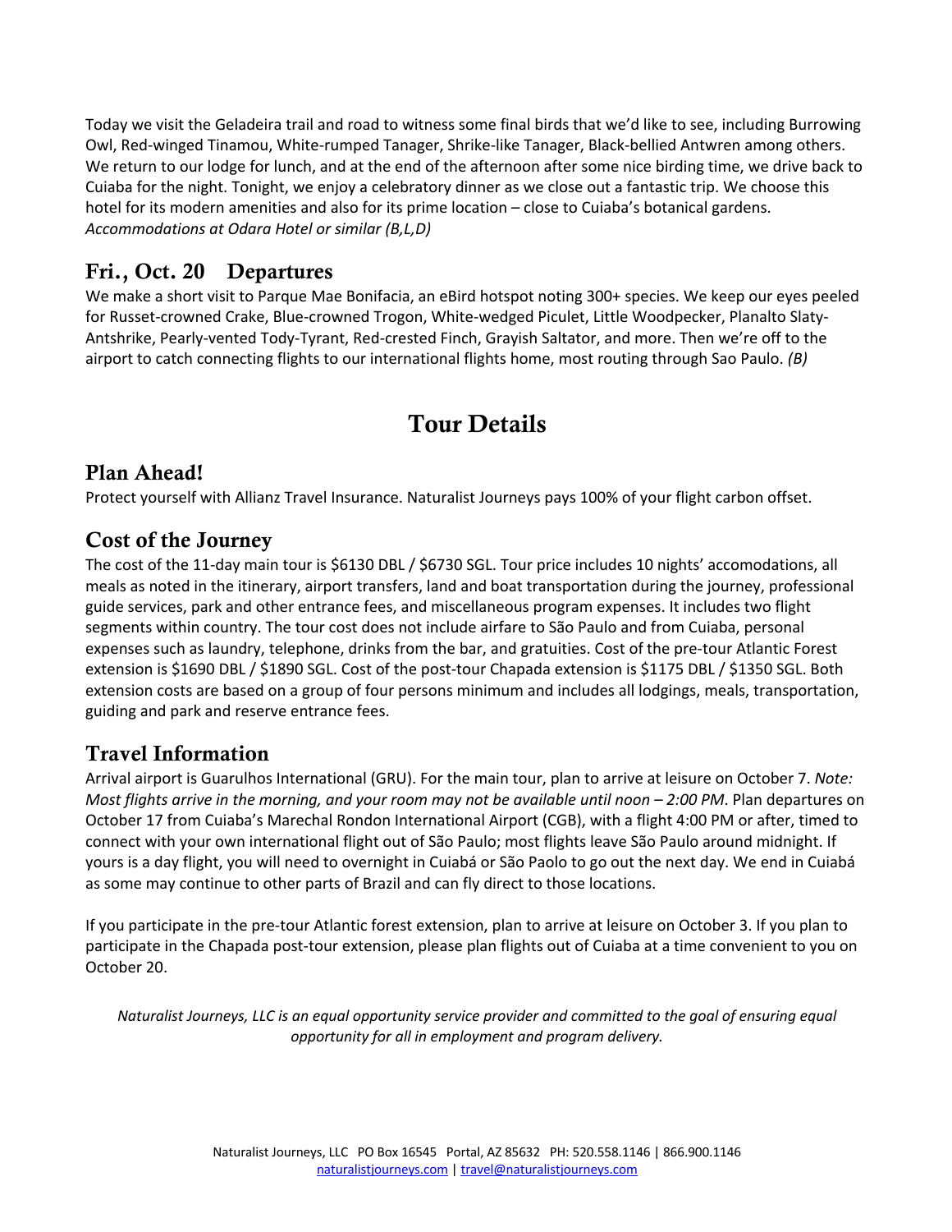Today we visit the Geladeira trail and road to witness some final birds that we'd like to see, including Burrowing Owl, Red-winged Tinamou, White-rumped Tanager, Shrike-like Tanager, Black-bellied Antwren among others. We return to our lodge for lunch, and at the end of the afternoon after some nice birding time, we drive back to Cuiaba for the night. Tonight, we enjoy a celebratory dinner as we close out a fantastic trip. We choose this hotel for its modern amenities and also for its prime location – close to Cuiaba's botanical gardens. *Accommodations at Odara Hotel or similar (B,L,D)*

## Fri., Oct. 20 Departures

We make a short visit to Parque Mae Bonifacia, an eBird hotspot noting 300+ species. We keep our eyes peeled for Russet-crowned Crake, Blue-crowned Trogon, White-wedged Piculet, Little Woodpecker, Planalto Slaty-Antshrike, Pearly-vented Tody-Tyrant, Red-crested Finch, Grayish Saltator, and more. Then we're off to the airport to catch connecting flights to our international flights home, most routing through Sao Paulo. *(B)*

# Tour Details

## Plan Ahead!

Protect yourself with Allianz Travel Insurance. Naturalist Journeys pays 100% of your flight carbon offset.

## Cost of the Journey

The cost of the 11-day main tour is $6130 DBL / $6730 SGL. Tour price includes 10 nights' accomodations, all meals as noted in the itinerary, airport transfers, land and boat transportation during the journey, professional guide services, park and other entrance fees, and miscellaneous program expenses. It includes two flight segments within country. The tour cost does not include airfare to São Paulo and from Cuiaba, personal expenses such as laundry, telephone, drinks from the bar, and gratuities. Cost of the pre-tour Atlantic Forest extension is $1690 DBL / $1890 SGL. Cost of the post-tour Chapada extension is $1175 DBL / $1350 SGL. Both extension costs are based on a group of four persons minimum and includes all lodgings, meals, transportation, guiding and park and reserve entrance fees.

## Travel Information

Arrival airport is Guarulhos International (GRU). For the main tour, plan to arrive at leisure on October 7. *Note: Most flights arrive in the morning, and your room may not be available until noon – 2:00 PM*. Plan departures on October 17 from Cuiaba's Marechal Rondon International Airport (CGB), with a flight 4:00 PM or after, timed to connect with your own international flight out of São Paulo; most flights leave São Paulo around midnight. If yours is a day flight, you will need to overnight in Cuiabá or São Paolo to go out the next day. We end in Cuiabá as some may continue to other parts of Brazil and can fly direct to those locations.

If you participate in the pre-tour Atlantic forest extension, plan to arrive at leisure on October 3. If you plan to participate in the Chapada post-tour extension, please plan flights out of Cuiaba at a time convenient to you on October 20.

*Naturalist Journeys, LLC is an equal opportunity service provider and committed to the goal of ensuring equal opportunity for all in employment and program delivery.*

Naturalist Journeys, LLC PO Box 16545 Portal, AZ 85632 PH: 520.558.1146 | 866.900.1146
naturalistjourneys.com | travel@naturalistjourneys.com